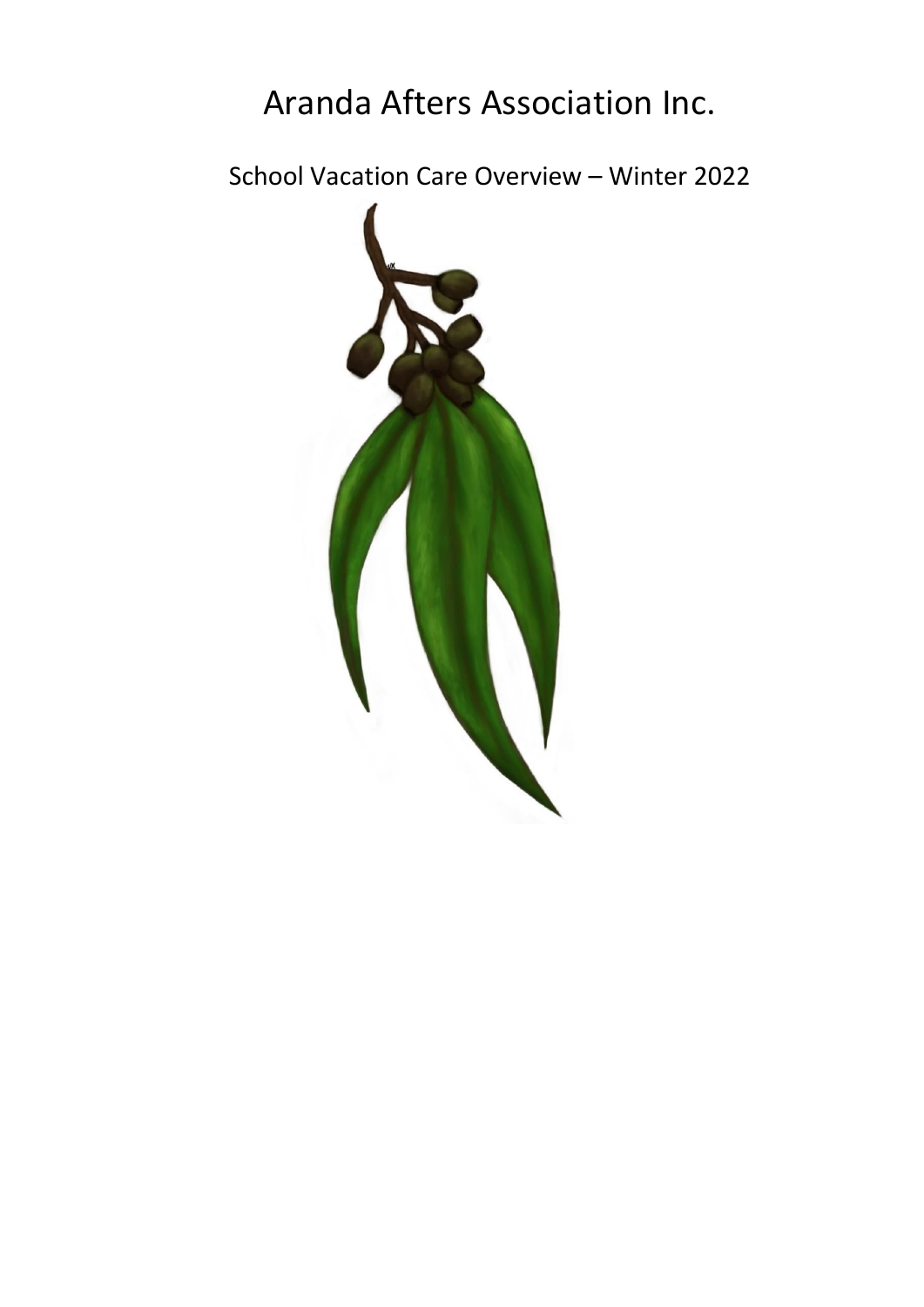# Aranda Afters Association Inc.

School Vacation Care Overview – Winter 2022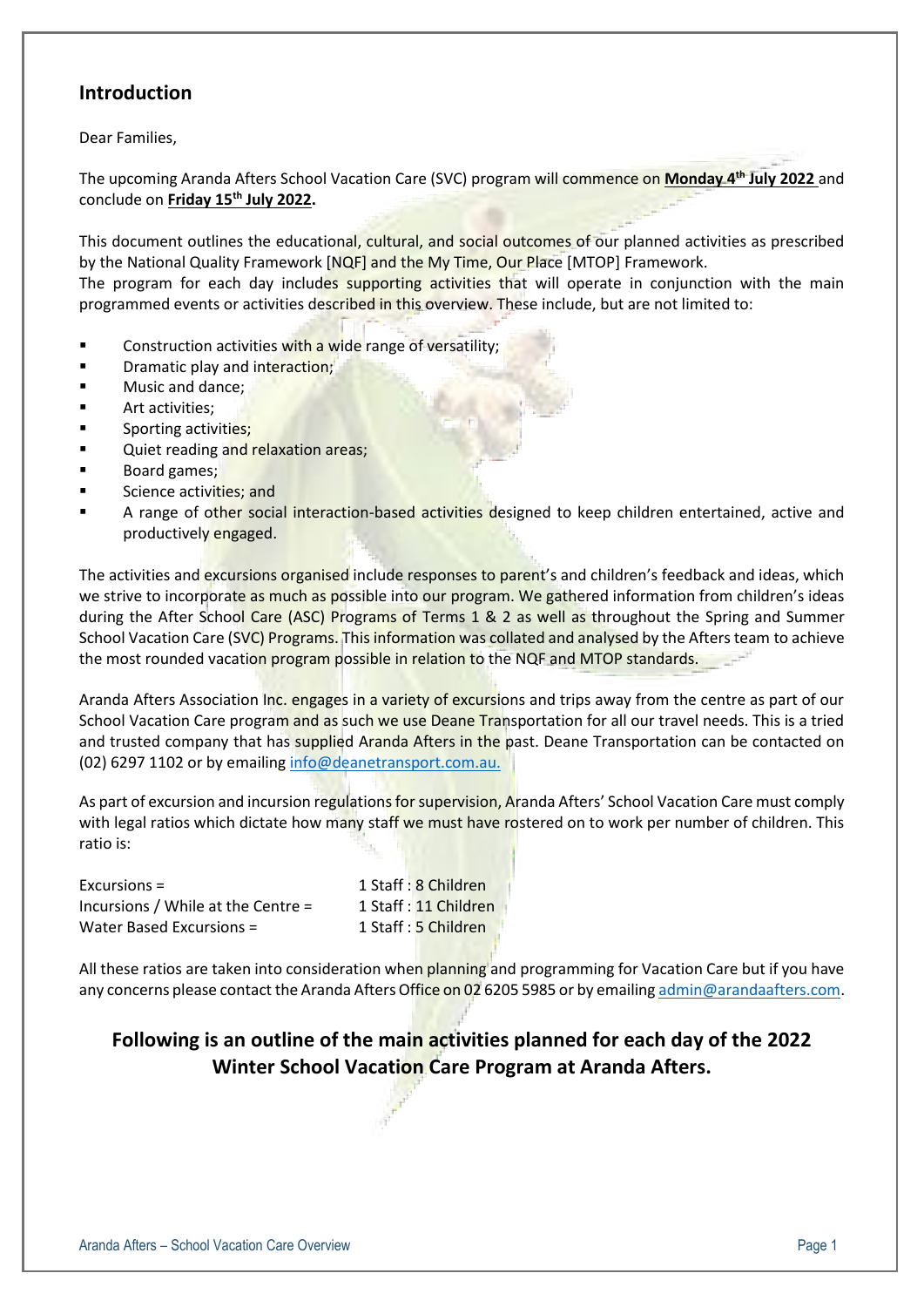## Introduction

Dear Families,

The upcoming Aranda Afters School Vacation Care (SVC) program will commence on **Monday 4th July 2022** and conclude on **Friday 15th July 2022.**

This document outlines the educational, cultural, and social outcomes of our planned activities as prescribed by the National Quality Framework [NQF] and the My Time, Our Place [MTOP] Framework.
The program for each day includes supporting activities that will operate in conjunction with the main programmed events or activities described in this overview. These include, but are not limited to:

- Construction activities with a wide range of versatility;
- Dramatic play and interaction;
- Music and dance;
- Art activities;
- Sporting activities;
- Quiet reading and relaxation areas;
- Board games;
- Science activities; and
- A range of other social interaction-based activities designed to keep children entertained, active and productively engaged.

The activities and excursions organised include responses to parent's and children's feedback and ideas, which we strive to incorporate as much as possible into our program. We gathered information from children's ideas during the After School Care (ASC) Programs of Terms 1 & 2 as well as throughout the Spring and Summer School Vacation Care (SVC) Programs. This information was collated and analysed by the Afters team to achieve the most rounded vacation program possible in relation to the NQF and MTOP standards.

Aranda Afters Association Inc. engages in a variety of excursions and trips away from the centre as part of our School Vacation Care program and as such we use Deane Transportation for all our travel needs. This is a tried and trusted company that has supplied Aranda Afters in the past. Deane Transportation can be contacted on (02) 6297 1102 or by emailing info@deanetransport.com.au.

As part of excursion and incursion regulations for supervision, Aranda Afters' School Vacation Care must comply with legal ratios which dictate how many staff we must have rostered on to work per number of children. This ratio is:

| | |
|---|---|
| Excursions = | 1 Staff : 8 Children |
| Incursions / While at the Centre = | 1 Staff : 11 Children |
| Water Based Excursions = | 1 Staff : 5 Children |

All these ratios are taken into consideration when planning and programming for Vacation Care but if you have any concerns please contact the Aranda Afters Office on 02 6205 5985 or by emailing admin@arandaafters.com.

**Following is an outline of the main activities planned for each day of the 2022 Winter School Vacation Care Program at Aranda Afters.**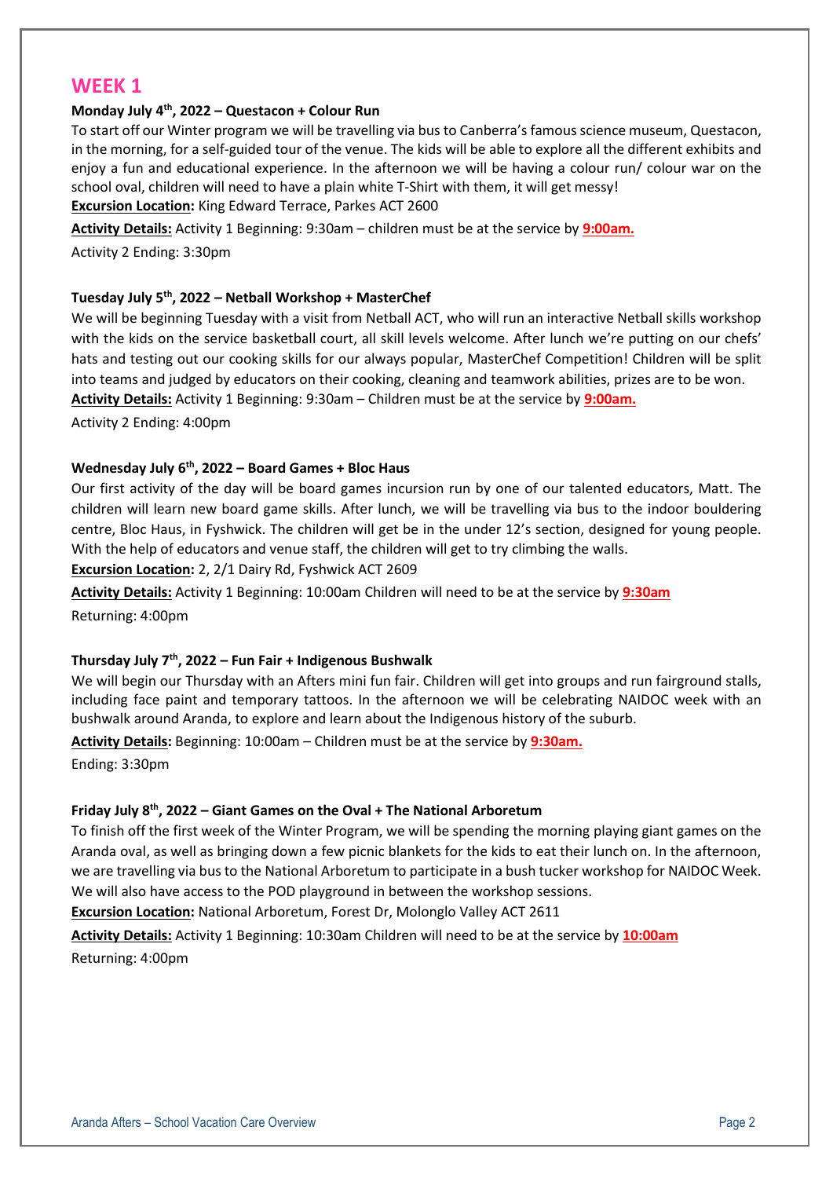## WEEK 1

**Monday July 4th, 2022 – Questacon + Colour Run**

To start off our Winter program we will be travelling via bus to Canberra's famous science museum, Questacon, in the morning, for a self-guided tour of the venue. The kids will be able to explore all the different exhibits and enjoy a fun and educational experience. In the afternoon we will be having a colour run/ colour war on the school oval, children will need to have a plain white T-Shirt with them, it will get messy!

**Excursion Location:** King Edward Terrace, Parkes ACT 2600

**Activity Details:** Activity 1 Beginning: 9:30am – children must be at the service by **9:00am.**

Activity 2 Ending: 3:30pm

**Tuesday July 5th, 2022 – Netball Workshop + MasterChef**

We will be beginning Tuesday with a visit from Netball ACT, who will run an interactive Netball skills workshop with the kids on the service basketball court, all skill levels welcome. After lunch we're putting on our chefs' hats and testing out our cooking skills for our always popular, MasterChef Competition! Children will be split into teams and judged by educators on their cooking, cleaning and teamwork abilities, prizes are to be won.

**Activity Details:** Activity 1 Beginning: 9:30am – Children must be at the service by **9:00am.**

Activity 2 Ending: 4:00pm

**Wednesday July 6th, 2022 – Board Games + Bloc Haus**

Our first activity of the day will be board games incursion run by one of our talented educators, Matt. The children will learn new board game skills. After lunch, we will be travelling via bus to the indoor bouldering centre, Bloc Haus, in Fyshwick. The children will get be in the under 12's section, designed for young people. With the help of educators and venue staff, the children will get to try climbing the walls.

**Excursion Location:** 2, 2/1 Dairy Rd, Fyshwick ACT 2609

**Activity Details:** Activity 1 Beginning: 10:00am Children will need to be at the service by **9:30am**

Returning: 4:00pm

**Thursday July 7th, 2022 – Fun Fair + Indigenous Bushwalk**

We will begin our Thursday with an Afters mini fun fair. Children will get into groups and run fairground stalls, including face paint and temporary tattoos. In the afternoon we will be celebrating NAIDOC week with an bushwalk around Aranda, to explore and learn about the Indigenous history of the suburb.

**Activity Details:** Beginning: 10:00am – Children must be at the service by **9:30am.**

Ending: 3:30pm

**Friday July 8th, 2022 – Giant Games on the Oval + The National Arboretum**

To finish off the first week of the Winter Program, we will be spending the morning playing giant games on the Aranda oval, as well as bringing down a few picnic blankets for the kids to eat their lunch on. In the afternoon, we are travelling via bus to the National Arboretum to participate in a bush tucker workshop for NAIDOC Week. We will also have access to the POD playground in between the workshop sessions.

**Excursion Location:** National Arboretum, Forest Dr, Molonglo Valley ACT 2611

**Activity Details:** Activity 1 Beginning: 10:30am Children will need to be at the service by **10:00am**

Returning: 4:00pm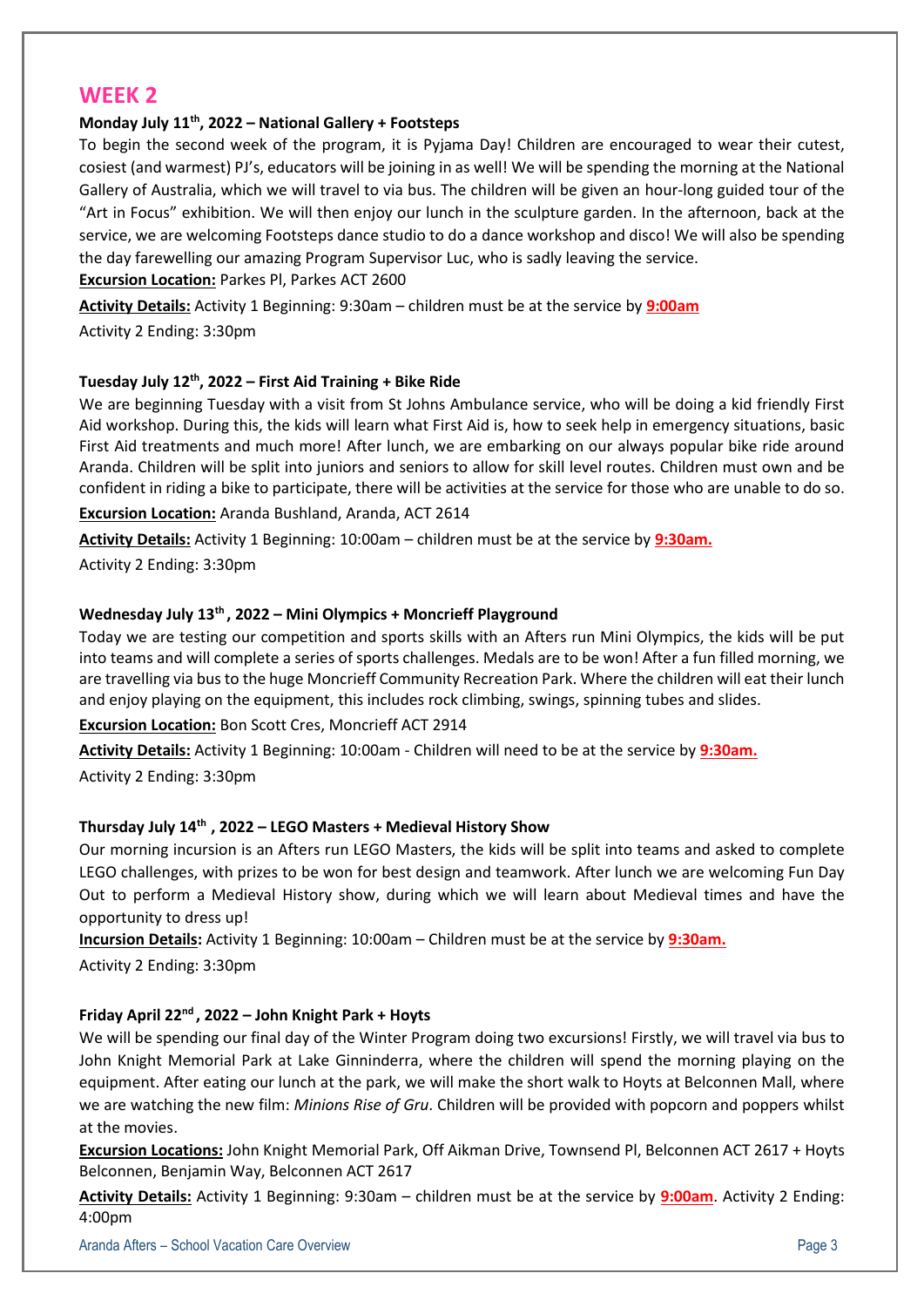# WEEK 2

**Monday July 11th, 2022 – National Gallery + Footsteps**

To begin the second week of the program, it is Pyjama Day! Children are encouraged to wear their cutest, cosiest (and warmest) PJ's, educators will be joining in as well! We will be spending the morning at the National Gallery of Australia, which we will travel to via bus. The children will be given an hour-long guided tour of the "Art in Focus" exhibition. We will then enjoy our lunch in the sculpture garden. In the afternoon, back at the service, we are welcoming Footsteps dance studio to do a dance workshop and disco! We will also be spending the day farewelling our amazing Program Supervisor Luc, who is sadly leaving the service.

**Excursion Location:** Parkes Pl, Parkes ACT 2600

**Activity Details:** Activity 1 Beginning: 9:30am – children must be at the service by **9:00am**

Activity 2 Ending: 3:30pm

**Tuesday July 12th, 2022 – First Aid Training + Bike Ride**

We are beginning Tuesday with a visit from St Johns Ambulance service, who will be doing a kid friendly First Aid workshop. During this, the kids will learn what First Aid is, how to seek help in emergency situations, basic First Aid treatments and much more! After lunch, we are embarking on our always popular bike ride around Aranda. Children will be split into juniors and seniors to allow for skill level routes. Children must own and be confident in riding a bike to participate, there will be activities at the service for those who are unable to do so.

**Excursion Location:** Aranda Bushland, Aranda, ACT 2614

**Activity Details:** Activity 1 Beginning: 10:00am – children must be at the service by **9:30am.**

Activity 2 Ending: 3:30pm

**Wednesday July 13th , 2022 – Mini Olympics + Moncrieff Playground**

Today we are testing our competition and sports skills with an Afters run Mini Olympics, the kids will be put into teams and will complete a series of sports challenges. Medals are to be won! After a fun filled morning, we are travelling via bus to the huge Moncrieff Community Recreation Park. Where the children will eat their lunch and enjoy playing on the equipment, this includes rock climbing, swings, spinning tubes and slides.

**Excursion Location:** Bon Scott Cres, Moncrieff ACT 2914

**Activity Details:** Activity 1 Beginning: 10:00am - Children will need to be at the service by **9:30am.**

Activity 2 Ending: 3:30pm

**Thursday July 14th , 2022 – LEGO Masters + Medieval History Show**

Our morning incursion is an Afters run LEGO Masters, the kids will be split into teams and asked to complete LEGO challenges, with prizes to be won for best design and teamwork. After lunch we are welcoming Fun Day Out to perform a Medieval History show, during which we will learn about Medieval times and have the opportunity to dress up!

**Incursion Details:** Activity 1 Beginning: 10:00am – Children must be at the service by **9:30am.**

Activity 2 Ending: 3:30pm

**Friday April 22nd , 2022 – John Knight Park + Hoyts**

We will be spending our final day of the Winter Program doing two excursions! Firstly, we will travel via bus to John Knight Memorial Park at Lake Ginninderra, where the children will spend the morning playing on the equipment. After eating our lunch at the park, we will make the short walk to Hoyts at Belconnen Mall, where we are watching the new film: *Minions Rise of Gru*. Children will be provided with popcorn and poppers whilst at the movies.

**Excursion Locations:** John Knight Memorial Park, Off Aikman Drive, Townsend Pl, Belconnen ACT 2617 + Hoyts Belconnen, Benjamin Way, Belconnen ACT 2617

**Activity Details:** Activity 1 Beginning: 9:30am – children must be at the service by **9:00am**. Activity 2 Ending: 4:00pm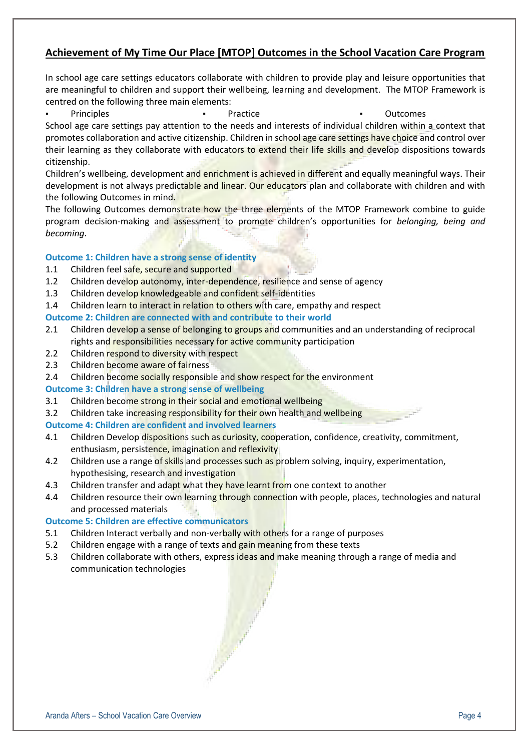## Achievement of My Time Our Place [MTOP] Outcomes in the School Vacation Care Program

In school age care settings educators collaborate with children to provide play and leisure opportunities that are meaningful to children and support their wellbeing, learning and development. The MTOP Framework is centred on the following three main elements:

- Principles
- Practice
- Outcomes

School age care settings pay attention to the needs and interests of individual children within a context that promotes collaboration and active citizenship. Children in school age care settings have choice and control over their learning as they collaborate with educators to extend their life skills and develop dispositions towards citizenship.

Children's wellbeing, development and enrichment is achieved in different and equally meaningful ways. Their development is not always predictable and linear. Our educators plan and collaborate with children and with the following Outcomes in mind.

The following Outcomes demonstrate how the three elements of the MTOP Framework combine to guide program decision-making and assessment to promote children's opportunities for *belonging, being and becoming*.

**Outcome 1: Children have a strong sense of identity**

1.1 Children feel safe, secure and supported
1.2 Children develop autonomy, inter-dependence, resilience and sense of agency
1.3 Children develop knowledgeable and confident self-identities
1.4 Children learn to interact in relation to others with care, empathy and respect

**Outcome 2: Children are connected with and contribute to their world**

2.1 Children develop a sense of belonging to groups and communities and an understanding of reciprocal rights and responsibilities necessary for active community participation
2.2 Children respond to diversity with respect
2.3 Children become aware of fairness
2.4 Children become socially responsible and show respect for the environment

**Outcome 3: Children have a strong sense of wellbeing**

3.1 Children become strong in their social and emotional wellbeing
3.2 Children take increasing responsibility for their own health and wellbeing

**Outcome 4: Children are confident and involved learners**

4.1 Children Develop dispositions such as curiosity, cooperation, confidence, creativity, commitment, enthusiasm, persistence, imagination and reflexivity
4.2 Children use a range of skills and processes such as problem solving, inquiry, experimentation, hypothesising, research and investigation
4.3 Children transfer and adapt what they have learnt from one context to another
4.4 Children resource their own learning through connection with people, places, technologies and natural and processed materials

**Outcome 5: Children are effective communicators**

5.1 Children Interact verbally and non-verbally with others for a range of purposes
5.2 Children engage with a range of texts and gain meaning from these texts
5.3 Children collaborate with others, express ideas and make meaning through a range of media and communication technologies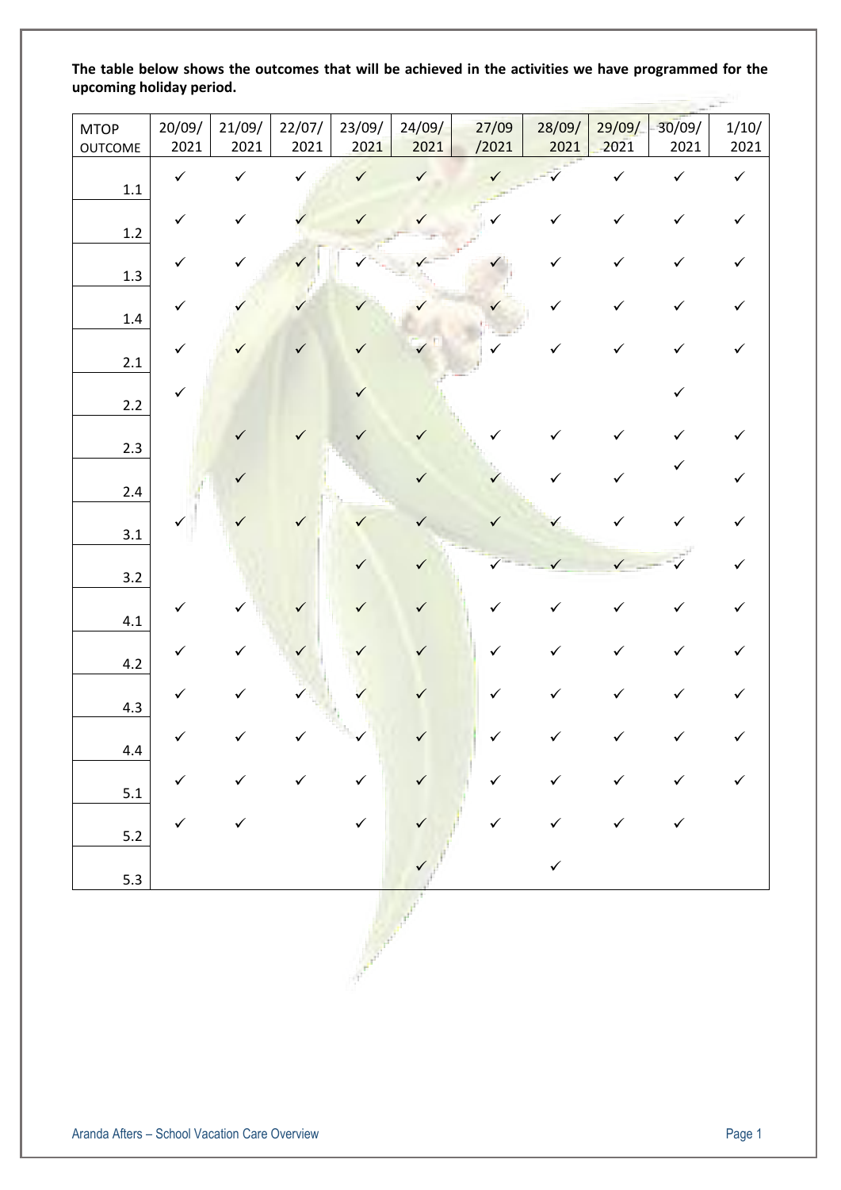**The table below shows the outcomes that will be achieved in the activities we have programmed for the upcoming holiday period.**

| MTOP OUTCOME | 20/09/ 2021 | 21/09/ 2021 | 22/07/ 2021 | 23/09/ 2021 | 24/09/ 2021 | 27/09 /2021 | 28/09/ 2021 | 29/09/ 2021 | 30/09/ 2021 | 1/10/ 2021 |
|---|---|---|---|---|---|---|---|---|---|---|
| 1.1 | ✓ | ✓ | ✓ | ✓ | ✓ | ✓ | ✓ | ✓ | ✓ | ✓ |
| 1.2 | ✓ | ✓ | ✓ | ✓ | ✓ | ✓ | ✓ | ✓ | ✓ | ✓ |
| 1.3 | ✓ | ✓ | ✓ | ✓ | ✓ | ✓ | ✓ | ✓ | ✓ | ✓ |
| 1.4 | ✓ | ✓ | ✓ | ✓ | ✓ | ✓ | ✓ | ✓ | ✓ | ✓ |
| 2.1 | ✓ | ✓ | ✓ | ✓ | ✓ | ✓ | ✓ | ✓ | ✓ | ✓ |
| 2.2 | ✓ | | | ✓ | | | | | ✓ | |
| 2.3 | | ✓ | ✓ | ✓ | ✓ | ✓ | ✓ | ✓ | ✓ | ✓ |
| 2.4 | | ✓ | | | ✓ | ✓ | ✓ | ✓ | ✓ | ✓ |
| 3.1 | ✓ | ✓ | ✓ | ✓ | ✓ | ✓ | ✓ | ✓ | ✓ | ✓ |
| 3.2 | | | | ✓ | ✓ | ✓ | ✓ | ✓ | ✓ | ✓ |
| 4.1 | ✓ | ✓ | ✓ | ✓ | ✓ | ✓ | ✓ | ✓ | ✓ | ✓ |
| 4.2 | ✓ | ✓ | ✓ | ✓ | ✓ | ✓ | ✓ | ✓ | ✓ | ✓ |
| 4.3 | ✓ | ✓ | ✓ | ✓ | ✓ | ✓ | ✓ | ✓ | ✓ | ✓ |
| 4.4 | ✓ | ✓ | ✓ | ✓ | ✓ | ✓ | ✓ | ✓ | ✓ | ✓ |
| 5.1 | ✓ | ✓ | ✓ | ✓ | ✓ | ✓ | ✓ | ✓ | ✓ | ✓ |
| 5.2 | ✓ | ✓ | | ✓ | ✓ | ✓ | ✓ | ✓ | ✓ | |
| 5.3 | | | | | ✓ | | ✓ | | | |